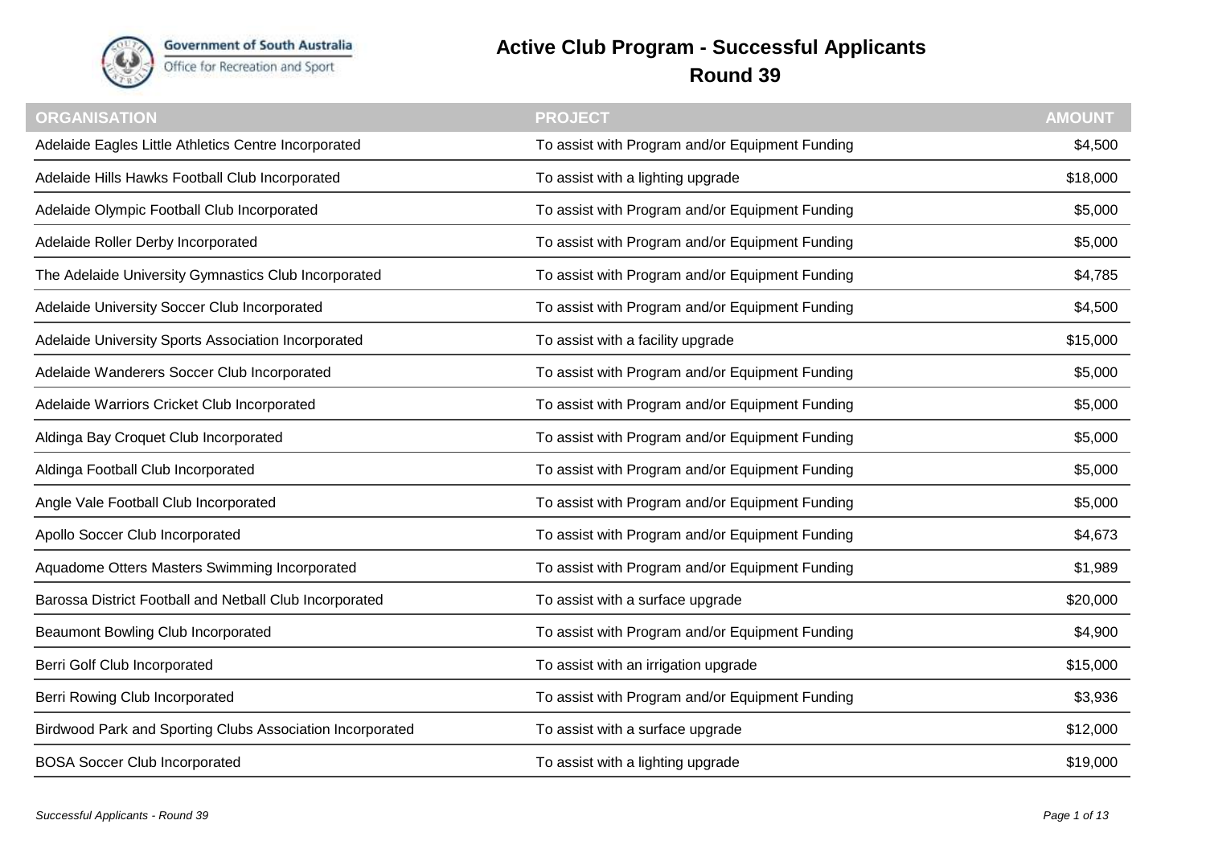Government of South Australia
Office for Recreation and Sport

# Active Club Program - Successful Applicants

## Round 39

| ORGANISATION | PROJECT | AMOUNT |
|---|---|---|
| Adelaide Eagles Little Athletics Centre Incorporated | To assist with Program and/or Equipment Funding | $4,500 |
| Adelaide Hills Hawks Football Club Incorporated | To assist with a lighting upgrade | $18,000 |
| Adelaide Olympic Football Club Incorporated | To assist with Program and/or Equipment Funding | $5,000 |
| Adelaide Roller Derby Incorporated | To assist with Program and/or Equipment Funding | $5,000 |
| The Adelaide University Gymnastics Club Incorporated | To assist with Program and/or Equipment Funding | $4,785 |
| Adelaide University Soccer Club Incorporated | To assist with Program and/or Equipment Funding | $4,500 |
| Adelaide University Sports Association Incorporated | To assist with a facility upgrade | $15,000 |
| Adelaide Wanderers Soccer Club Incorporated | To assist with Program and/or Equipment Funding | $5,000 |
| Adelaide Warriors Cricket Club Incorporated | To assist with Program and/or Equipment Funding | $5,000 |
| Aldinga Bay Croquet Club Incorporated | To assist with Program and/or Equipment Funding | $5,000 |
| Aldinga Football Club Incorporated | To assist with Program and/or Equipment Funding | $5,000 |
| Angle Vale Football Club Incorporated | To assist with Program and/or Equipment Funding | $5,000 |
| Apollo Soccer Club Incorporated | To assist with Program and/or Equipment Funding | $4,673 |
| Aquadome Otters Masters Swimming Incorporated | To assist with Program and/or Equipment Funding | $1,989 |
| Barossa District Football and Netball Club Incorporated | To assist with a surface upgrade | $20,000 |
| Beaumont Bowling Club Incorporated | To assist with Program and/or Equipment Funding | $4,900 |
| Berri Golf Club Incorporated | To assist with an irrigation upgrade | $15,000 |
| Berri Rowing Club Incorporated | To assist with Program and/or Equipment Funding | $3,936 |
| Birdwood Park and Sporting Clubs Association Incorporated | To assist with a surface upgrade | $12,000 |
| BOSA Soccer Club Incorporated | To assist with a lighting upgrade | $19,000 |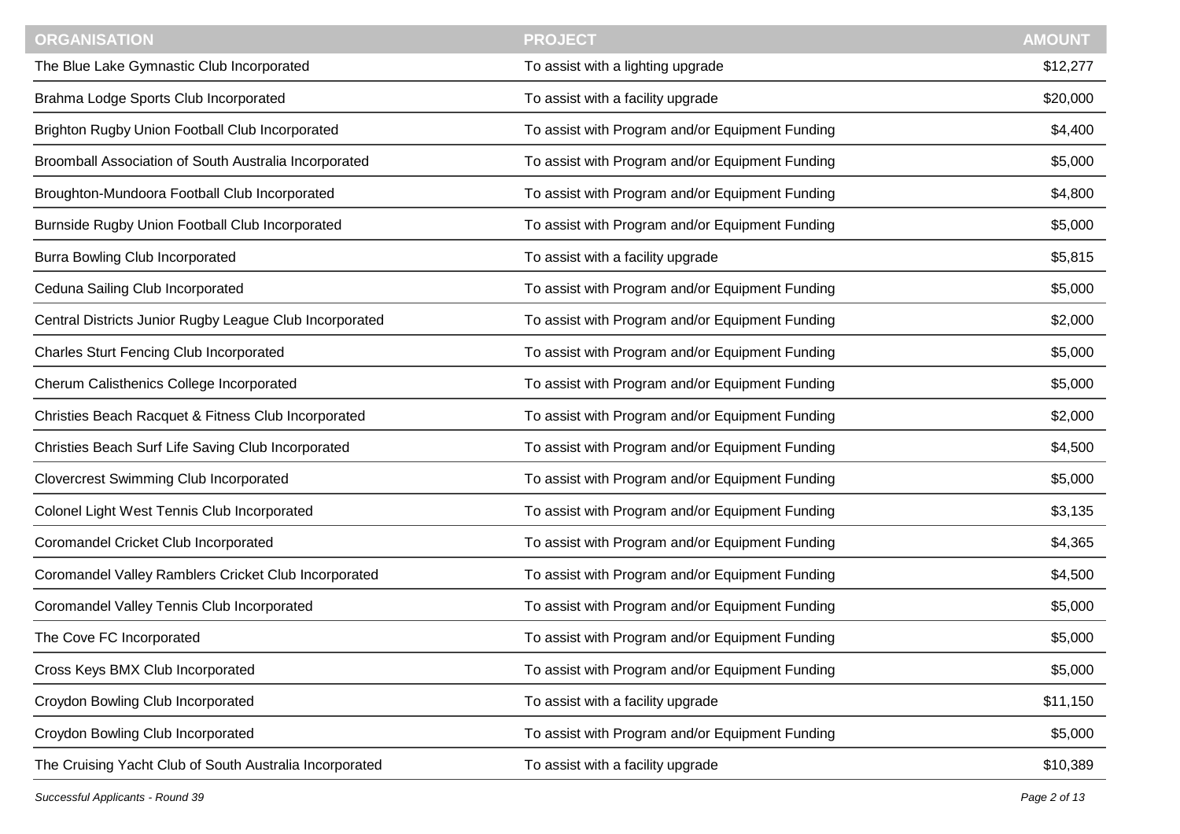| ORGANISATION | PROJECT | AMOUNT |
|---|---|---|
| The Blue Lake Gymnastic Club Incorporated | To assist with a lighting upgrade | $12,277 |
| Brahma Lodge Sports Club Incorporated | To assist with a facility upgrade | $20,000 |
| Brighton Rugby Union Football Club Incorporated | To assist with Program and/or Equipment Funding | $4,400 |
| Broomball Association of South Australia Incorporated | To assist with Program and/or Equipment Funding | $5,000 |
| Broughton-Mundoora Football Club Incorporated | To assist with Program and/or Equipment Funding | $4,800 |
| Burnside Rugby Union Football Club Incorporated | To assist with Program and/or Equipment Funding | $5,000 |
| Burra Bowling Club Incorporated | To assist with a facility upgrade | $5,815 |
| Ceduna Sailing Club Incorporated | To assist with Program and/or Equipment Funding | $5,000 |
| Central Districts Junior Rugby League Club Incorporated | To assist with Program and/or Equipment Funding | $2,000 |
| Charles Sturt Fencing Club Incorporated | To assist with Program and/or Equipment Funding | $5,000 |
| Cherum Calisthenics College Incorporated | To assist with Program and/or Equipment Funding | $5,000 |
| Christies Beach Racquet & Fitness Club Incorporated | To assist with Program and/or Equipment Funding | $2,000 |
| Christies Beach Surf Life Saving Club Incorporated | To assist with Program and/or Equipment Funding | $4,500 |
| Clovercrest Swimming Club Incorporated | To assist with Program and/or Equipment Funding | $5,000 |
| Colonel Light West Tennis Club Incorporated | To assist with Program and/or Equipment Funding | $3,135 |
| Coromandel Cricket Club Incorporated | To assist with Program and/or Equipment Funding | $4,365 |
| Coromandel Valley Ramblers Cricket Club Incorporated | To assist with Program and/or Equipment Funding | $4,500 |
| Coromandel Valley Tennis Club Incorporated | To assist with Program and/or Equipment Funding | $5,000 |
| The Cove FC Incorporated | To assist with Program and/or Equipment Funding | $5,000 |
| Cross Keys BMX Club Incorporated | To assist with Program and/or Equipment Funding | $5,000 |
| Croydon Bowling Club Incorporated | To assist with a facility upgrade | $11,150 |
| Croydon Bowling Club Incorporated | To assist with Program and/or Equipment Funding | $5,000 |
| The Cruising Yacht Club of South Australia Incorporated | To assist with a facility upgrade | $10,389 |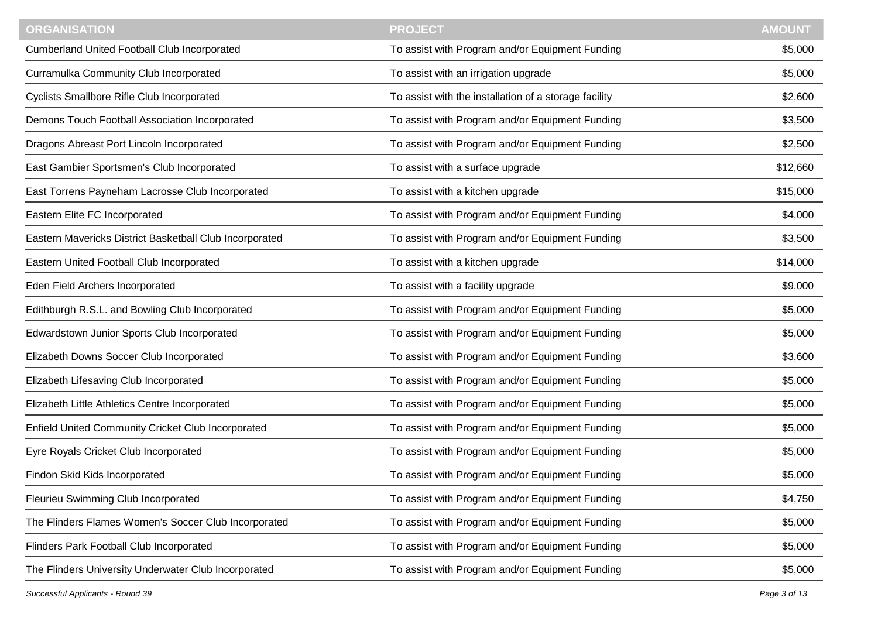| ORGANISATION | PROJECT | AMOUNT |
| --- | --- | --- |
| Cumberland United Football Club Incorporated | To assist with Program and/or Equipment Funding | $5,000 |
| Curramulka Community Club Incorporated | To assist with an irrigation upgrade | $5,000 |
| Cyclists Smallbore Rifle Club Incorporated | To assist with the installation of a storage facility | $2,600 |
| Demons Touch Football Association Incorporated | To assist with Program and/or Equipment Funding | $3,500 |
| Dragons Abreast Port Lincoln Incorporated | To assist with Program and/or Equipment Funding | $2,500 |
| East Gambier Sportsmen's Club Incorporated | To assist with a surface upgrade | $12,660 |
| East Torrens Payneham Lacrosse Club Incorporated | To assist with a kitchen upgrade | $15,000 |
| Eastern Elite FC Incorporated | To assist with Program and/or Equipment Funding | $4,000 |
| Eastern Mavericks District Basketball Club Incorporated | To assist with Program and/or Equipment Funding | $3,500 |
| Eastern United Football Club Incorporated | To assist with a kitchen upgrade | $14,000 |
| Eden Field Archers Incorporated | To assist with a facility upgrade | $9,000 |
| Edithburgh R.S.L. and Bowling Club Incorporated | To assist with Program and/or Equipment Funding | $5,000 |
| Edwardstown Junior Sports Club Incorporated | To assist with Program and/or Equipment Funding | $5,000 |
| Elizabeth Downs Soccer Club Incorporated | To assist with Program and/or Equipment Funding | $3,600 |
| Elizabeth Lifesaving Club Incorporated | To assist with Program and/or Equipment Funding | $5,000 |
| Elizabeth Little Athletics Centre Incorporated | To assist with Program and/or Equipment Funding | $5,000 |
| Enfield United Community Cricket Club Incorporated | To assist with Program and/or Equipment Funding | $5,000 |
| Eyre Royals Cricket Club Incorporated | To assist with Program and/or Equipment Funding | $5,000 |
| Findon Skid Kids Incorporated | To assist with Program and/or Equipment Funding | $5,000 |
| Fleurieu Swimming Club Incorporated | To assist with Program and/or Equipment Funding | $4,750 |
| The Flinders Flames Women's Soccer Club Incorporated | To assist with Program and/or Equipment Funding | $5,000 |
| Flinders Park Football Club Incorporated | To assist with Program and/or Equipment Funding | $5,000 |
| The Flinders University Underwater Club Incorporated | To assist with Program and/or Equipment Funding | $5,000 |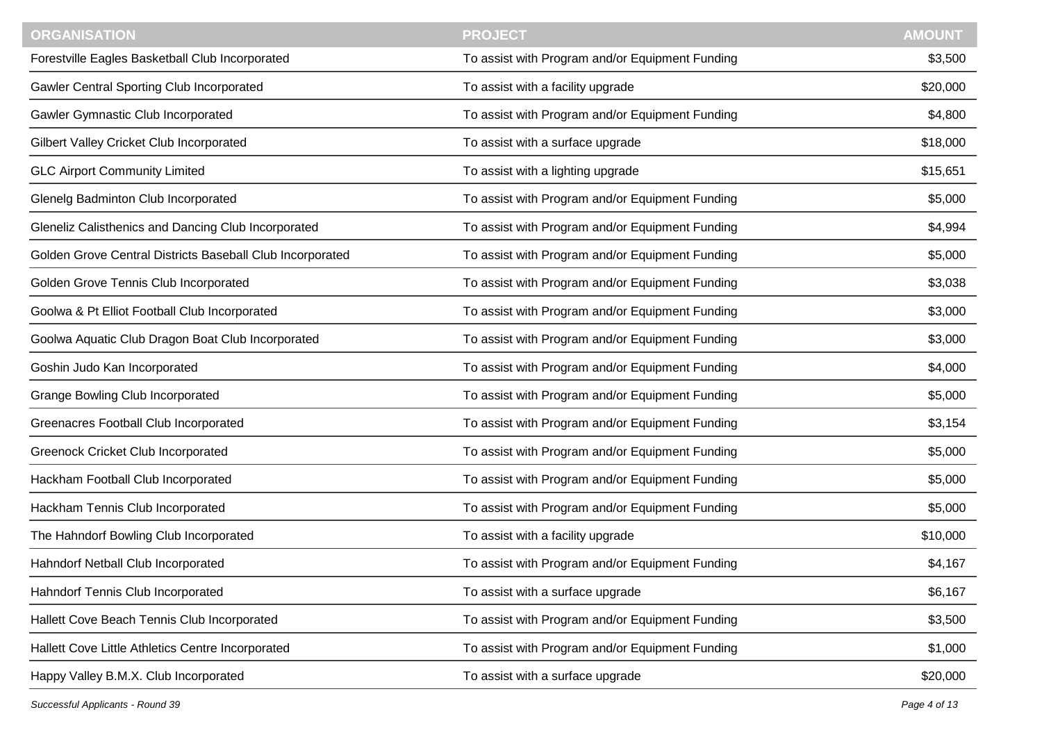| ORGANISATION | PROJECT | AMOUNT |
|---|---|---|
| Forestville Eagles Basketball Club Incorporated | To assist with Program and/or Equipment Funding | $3,500 |
| Gawler Central Sporting Club Incorporated | To assist with a facility upgrade | $20,000 |
| Gawler Gymnastic Club Incorporated | To assist with Program and/or Equipment Funding | $4,800 |
| Gilbert Valley Cricket Club Incorporated | To assist with a surface upgrade | $18,000 |
| GLC Airport Community Limited | To assist with a lighting upgrade | $15,651 |
| Glenelg Badminton Club Incorporated | To assist with Program and/or Equipment Funding | $5,000 |
| Gleneliz Calisthenics and Dancing Club Incorporated | To assist with Program and/or Equipment Funding | $4,994 |
| Golden Grove Central Districts Baseball Club Incorporated | To assist with Program and/or Equipment Funding | $5,000 |
| Golden Grove Tennis Club Incorporated | To assist with Program and/or Equipment Funding | $3,038 |
| Goolwa & Pt Elliot Football Club Incorporated | To assist with Program and/or Equipment Funding | $3,000 |
| Goolwa Aquatic Club Dragon Boat Club Incorporated | To assist with Program and/or Equipment Funding | $3,000 |
| Goshin Judo Kan Incorporated | To assist with Program and/or Equipment Funding | $4,000 |
| Grange Bowling Club Incorporated | To assist with Program and/or Equipment Funding | $5,000 |
| Greenacres Football Club Incorporated | To assist with Program and/or Equipment Funding | $3,154 |
| Greenock Cricket Club Incorporated | To assist with Program and/or Equipment Funding | $5,000 |
| Hackham Football Club Incorporated | To assist with Program and/or Equipment Funding | $5,000 |
| Hackham Tennis Club Incorporated | To assist with Program and/or Equipment Funding | $5,000 |
| The Hahndorf Bowling Club Incorporated | To assist with a facility upgrade | $10,000 |
| Hahndorf Netball Club Incorporated | To assist with Program and/or Equipment Funding | $4,167 |
| Hahndorf Tennis Club Incorporated | To assist with a surface upgrade | $6,167 |
| Hallett Cove Beach Tennis Club Incorporated | To assist with Program and/or Equipment Funding | $3,500 |
| Hallett Cove Little Athletics Centre Incorporated | To assist with Program and/or Equipment Funding | $1,000 |
| Happy Valley B.M.X. Club Incorporated | To assist with a surface upgrade | $20,000 |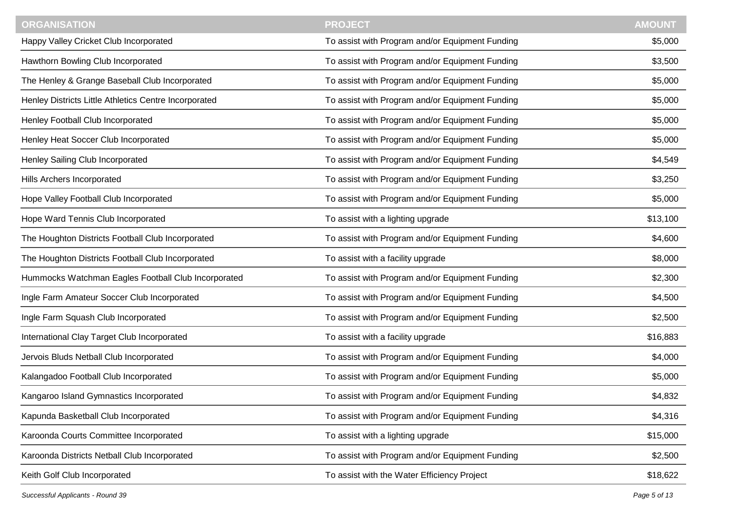| ORGANISATION | PROJECT | AMOUNT |
|---|---|---|
| Happy Valley Cricket Club Incorporated | To assist with Program and/or Equipment Funding | $5,000 |
| Hawthorn Bowling Club Incorporated | To assist with Program and/or Equipment Funding | $3,500 |
| The Henley & Grange Baseball Club Incorporated | To assist with Program and/or Equipment Funding | $5,000 |
| Henley Districts Little Athletics Centre Incorporated | To assist with Program and/or Equipment Funding | $5,000 |
| Henley Football Club Incorporated | To assist with Program and/or Equipment Funding | $5,000 |
| Henley Heat Soccer Club Incorporated | To assist with Program and/or Equipment Funding | $5,000 |
| Henley Sailing Club Incorporated | To assist with Program and/or Equipment Funding | $4,549 |
| Hills Archers Incorporated | To assist with Program and/or Equipment Funding | $3,250 |
| Hope Valley Football Club Incorporated | To assist with Program and/or Equipment Funding | $5,000 |
| Hope Ward Tennis Club Incorporated | To assist with a lighting upgrade | $13,100 |
| The Houghton Districts Football Club Incorporated | To assist with Program and/or Equipment Funding | $4,600 |
| The Houghton Districts Football Club Incorporated | To assist with a facility upgrade | $8,000 |
| Hummocks Watchman Eagles Football Club Incorporated | To assist with Program and/or Equipment Funding | $2,300 |
| Ingle Farm Amateur Soccer Club Incorporated | To assist with Program and/or Equipment Funding | $4,500 |
| Ingle Farm Squash Club Incorporated | To assist with Program and/or Equipment Funding | $2,500 |
| International Clay Target Club Incorporated | To assist with a facility upgrade | $16,883 |
| Jervois Bluds Netball Club Incorporated | To assist with Program and/or Equipment Funding | $4,000 |
| Kalangadoo Football Club Incorporated | To assist with Program and/or Equipment Funding | $5,000 |
| Kangaroo Island Gymnastics Incorporated | To assist with Program and/or Equipment Funding | $4,832 |
| Kapunda Basketball Club Incorporated | To assist with Program and/or Equipment Funding | $4,316 |
| Karoonda Courts Committee Incorporated | To assist with a lighting upgrade | $15,000 |
| Karoonda Districts Netball Club Incorporated | To assist with Program and/or Equipment Funding | $2,500 |
| Keith Golf Club Incorporated | To assist with the Water Efficiency Project | $18,622 |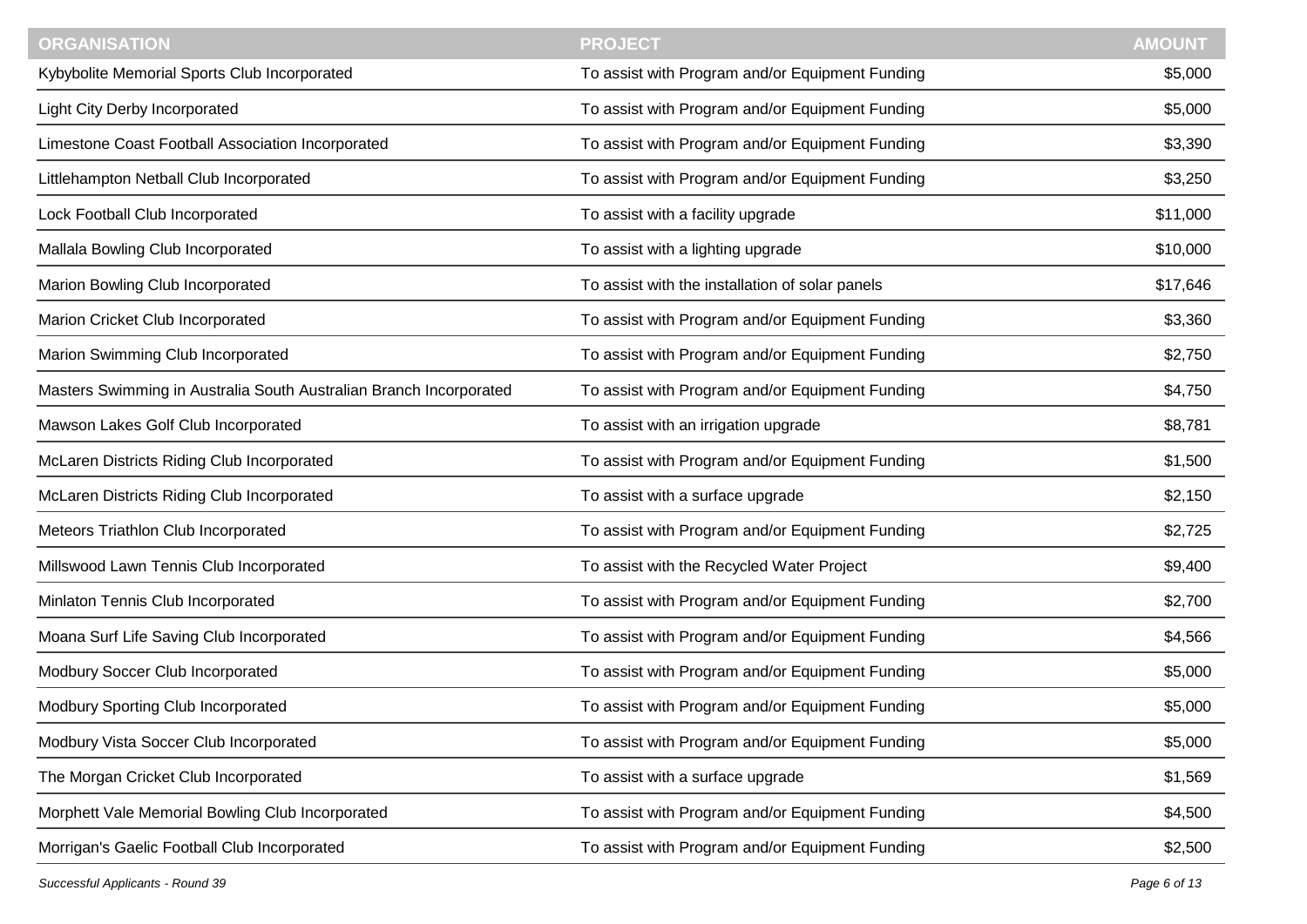| ORGANISATION | PROJECT | AMOUNT |
|---|---|---|
| Kybybolite Memorial Sports Club Incorporated | To assist with Program and/or Equipment Funding | $5,000 |
| Light City Derby Incorporated | To assist with Program and/or Equipment Funding | $5,000 |
| Limestone Coast Football Association Incorporated | To assist with Program and/or Equipment Funding | $3,390 |
| Littlehampton Netball Club Incorporated | To assist with Program and/or Equipment Funding | $3,250 |
| Lock Football Club Incorporated | To assist with a facility upgrade | $11,000 |
| Mallala Bowling Club Incorporated | To assist with a lighting upgrade | $10,000 |
| Marion Bowling Club Incorporated | To assist with the installation of solar panels | $17,646 |
| Marion Cricket Club Incorporated | To assist with Program and/or Equipment Funding | $3,360 |
| Marion Swimming Club Incorporated | To assist with Program and/or Equipment Funding | $2,750 |
| Masters Swimming in Australia South Australian Branch Incorporated | To assist with Program and/or Equipment Funding | $4,750 |
| Mawson Lakes Golf Club Incorporated | To assist with an irrigation upgrade | $8,781 |
| McLaren Districts Riding Club Incorporated | To assist with Program and/or Equipment Funding | $1,500 |
| McLaren Districts Riding Club Incorporated | To assist with a surface upgrade | $2,150 |
| Meteors Triathlon Club Incorporated | To assist with Program and/or Equipment Funding | $2,725 |
| Millswood Lawn Tennis Club Incorporated | To assist with the Recycled Water Project | $9,400 |
| Minlaton Tennis Club Incorporated | To assist with Program and/or Equipment Funding | $2,700 |
| Moana Surf Life Saving Club Incorporated | To assist with Program and/or Equipment Funding | $4,566 |
| Modbury Soccer Club Incorporated | To assist with Program and/or Equipment Funding | $5,000 |
| Modbury Sporting Club Incorporated | To assist with Program and/or Equipment Funding | $5,000 |
| Modbury Vista Soccer Club Incorporated | To assist with Program and/or Equipment Funding | $5,000 |
| The Morgan Cricket Club Incorporated | To assist with a surface upgrade | $1,569 |
| Morphett Vale Memorial Bowling Club Incorporated | To assist with Program and/or Equipment Funding | $4,500 |
| Morrigan's Gaelic Football Club Incorporated | To assist with Program and/or Equipment Funding | $2,500 |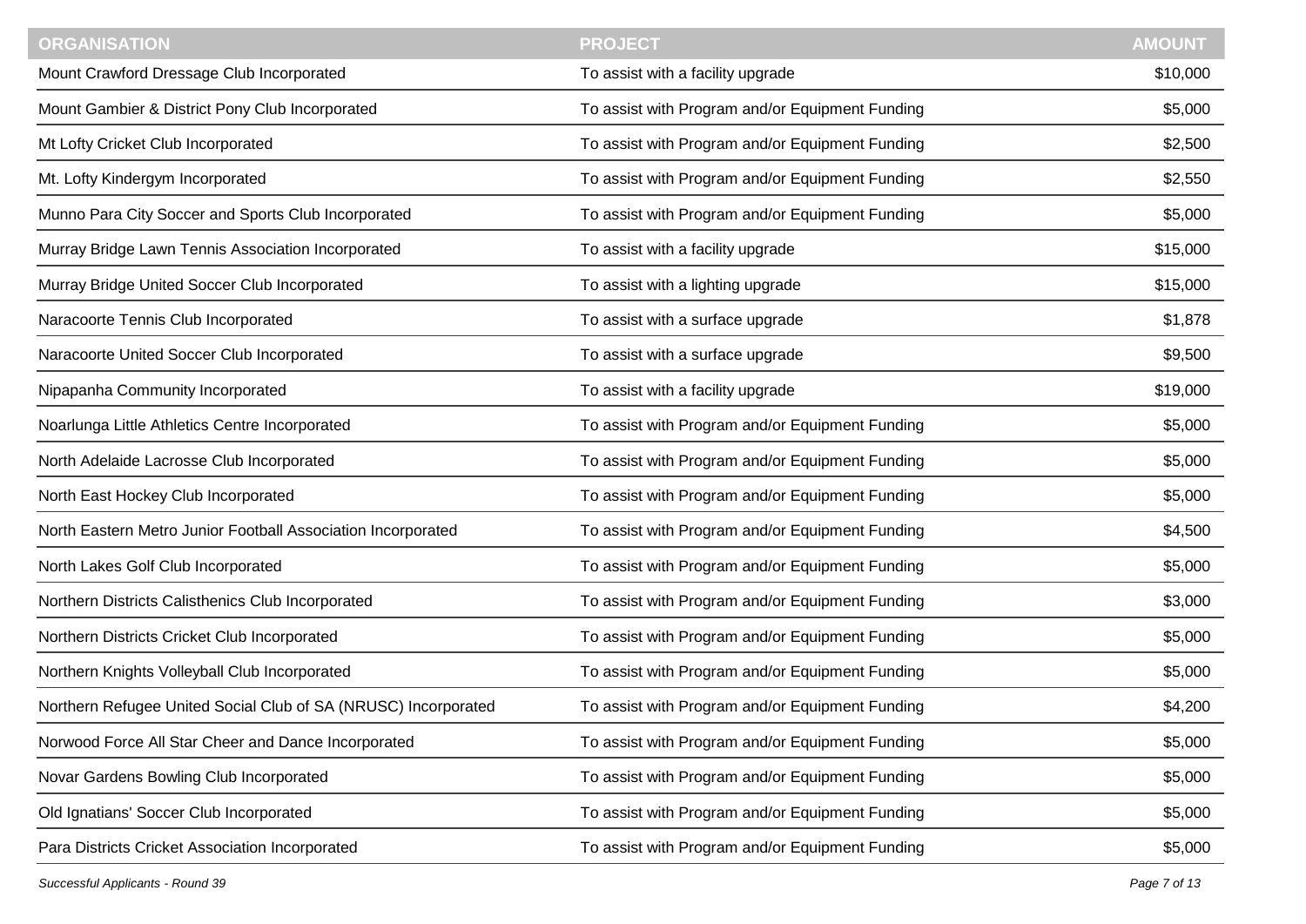| ORGANISATION | PROJECT | AMOUNT |
|---|---|---|
| Mount Crawford Dressage Club Incorporated | To assist with a facility upgrade | $10,000 |
| Mount Gambier & District Pony Club Incorporated | To assist with Program and/or Equipment Funding | $5,000 |
| Mt Lofty Cricket Club Incorporated | To assist with Program and/or Equipment Funding | $2,500 |
| Mt. Lofty Kindergym Incorporated | To assist with Program and/or Equipment Funding | $2,550 |
| Munno Para City Soccer and Sports Club Incorporated | To assist with Program and/or Equipment Funding | $5,000 |
| Murray Bridge Lawn Tennis Association Incorporated | To assist with a facility upgrade | $15,000 |
| Murray Bridge United Soccer Club Incorporated | To assist with a lighting upgrade | $15,000 |
| Naracoorte Tennis Club Incorporated | To assist with a surface upgrade | $1,878 |
| Naracoorte United Soccer Club Incorporated | To assist with a surface upgrade | $9,500 |
| Nipapanha Community Incorporated | To assist with a facility upgrade | $19,000 |
| Noarlunga Little Athletics Centre Incorporated | To assist with Program and/or Equipment Funding | $5,000 |
| North Adelaide Lacrosse Club Incorporated | To assist with Program and/or Equipment Funding | $5,000 |
| North East Hockey Club Incorporated | To assist with Program and/or Equipment Funding | $5,000 |
| North Eastern Metro Junior Football Association Incorporated | To assist with Program and/or Equipment Funding | $4,500 |
| North Lakes Golf Club Incorporated | To assist with Program and/or Equipment Funding | $5,000 |
| Northern Districts Calisthenics Club Incorporated | To assist with Program and/or Equipment Funding | $3,000 |
| Northern Districts Cricket Club Incorporated | To assist with Program and/or Equipment Funding | $5,000 |
| Northern Knights Volleyball Club Incorporated | To assist with Program and/or Equipment Funding | $5,000 |
| Northern Refugee United Social Club of SA (NRUSC) Incorporated | To assist with Program and/or Equipment Funding | $4,200 |
| Norwood Force All Star Cheer and Dance Incorporated | To assist with Program and/or Equipment Funding | $5,000 |
| Novar Gardens Bowling Club Incorporated | To assist with Program and/or Equipment Funding | $5,000 |
| Old Ignatians' Soccer Club Incorporated | To assist with Program and/or Equipment Funding | $5,000 |
| Para Districts Cricket Association Incorporated | To assist with Program and/or Equipment Funding | $5,000 |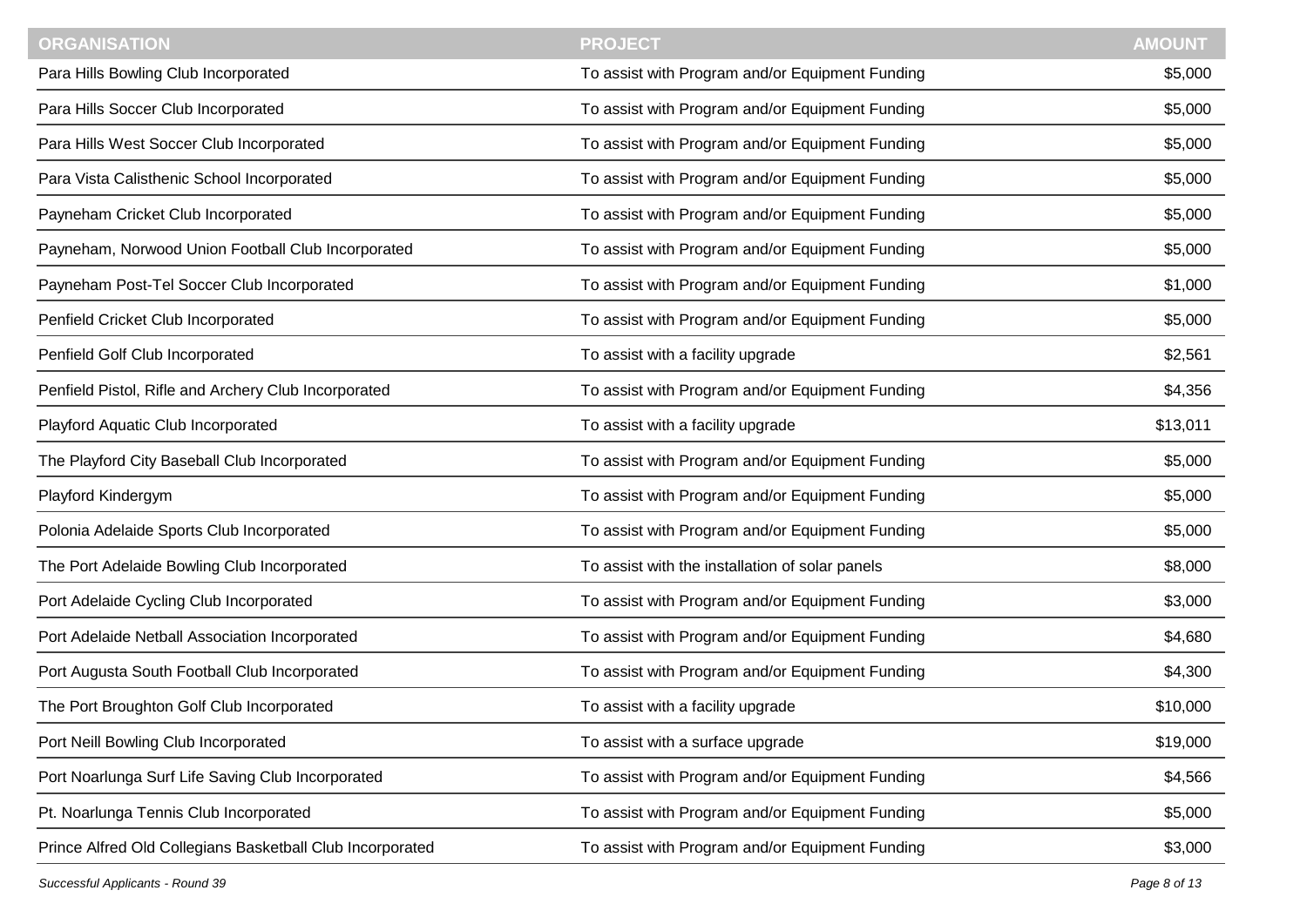| ORGANISATION | PROJECT | AMOUNT |
|---|---|---|
| Para Hills Bowling Club Incorporated | To assist with Program and/or Equipment Funding | $5,000 |
| Para Hills Soccer Club Incorporated | To assist with Program and/or Equipment Funding | $5,000 |
| Para Hills West Soccer Club Incorporated | To assist with Program and/or Equipment Funding | $5,000 |
| Para Vista Calisthenic School Incorporated | To assist with Program and/or Equipment Funding | $5,000 |
| Payneham Cricket Club Incorporated | To assist with Program and/or Equipment Funding | $5,000 |
| Payneham, Norwood Union Football Club Incorporated | To assist with Program and/or Equipment Funding | $5,000 |
| Payneham Post-Tel Soccer Club Incorporated | To assist with Program and/or Equipment Funding | $1,000 |
| Penfield Cricket Club Incorporated | To assist with Program and/or Equipment Funding | $5,000 |
| Penfield Golf Club Incorporated | To assist with a facility upgrade | $2,561 |
| Penfield Pistol, Rifle and Archery Club Incorporated | To assist with Program and/or Equipment Funding | $4,356 |
| Playford Aquatic Club Incorporated | To assist with a facility upgrade | $13,011 |
| The Playford City Baseball Club Incorporated | To assist with Program and/or Equipment Funding | $5,000 |
| Playford Kindergym | To assist with Program and/or Equipment Funding | $5,000 |
| Polonia Adelaide Sports Club Incorporated | To assist with Program and/or Equipment Funding | $5,000 |
| The Port Adelaide Bowling Club Incorporated | To assist with the installation of solar panels | $8,000 |
| Port Adelaide Cycling Club Incorporated | To assist with Program and/or Equipment Funding | $3,000 |
| Port Adelaide Netball Association Incorporated | To assist with Program and/or Equipment Funding | $4,680 |
| Port Augusta South Football Club Incorporated | To assist with Program and/or Equipment Funding | $4,300 |
| The Port Broughton Golf Club Incorporated | To assist with a facility upgrade | $10,000 |
| Port Neill Bowling Club Incorporated | To assist with a surface upgrade | $19,000 |
| Port Noarlunga Surf Life Saving Club Incorporated | To assist with Program and/or Equipment Funding | $4,566 |
| Pt. Noarlunga Tennis Club Incorporated | To assist with Program and/or Equipment Funding | $5,000 |
| Prince Alfred Old Collegians Basketball Club Incorporated | To assist with Program and/or Equipment Funding | $3,000 |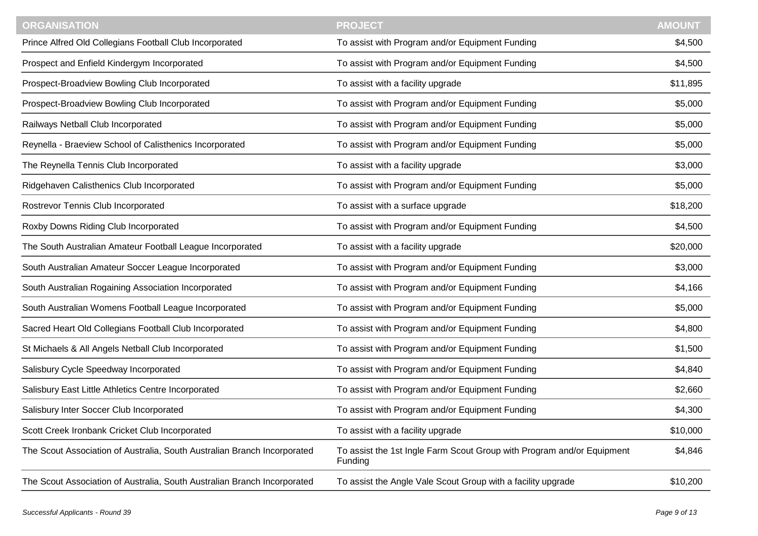| ORGANISATION | PROJECT | AMOUNT |
|---|---|---|
| Prince Alfred Old Collegians Football Club Incorporated | To assist with Program and/or Equipment Funding | $4,500 |
| Prospect and Enfield Kindergym Incorporated | To assist with Program and/or Equipment Funding | $4,500 |
| Prospect-Broadview Bowling Club Incorporated | To assist with a facility upgrade | $11,895 |
| Prospect-Broadview Bowling Club Incorporated | To assist with Program and/or Equipment Funding | $5,000 |
| Railways Netball Club Incorporated | To assist with Program and/or Equipment Funding | $5,000 |
| Reynella - Braeview School of Calisthenics Incorporated | To assist with Program and/or Equipment Funding | $5,000 |
| The Reynella Tennis Club Incorporated | To assist with a facility upgrade | $3,000 |
| Ridgehaven Calisthenics Club Incorporated | To assist with Program and/or Equipment Funding | $5,000 |
| Rostrevor Tennis Club Incorporated | To assist with a surface upgrade | $18,200 |
| Roxby Downs Riding Club Incorporated | To assist with Program and/or Equipment Funding | $4,500 |
| The South Australian Amateur Football League Incorporated | To assist with a facility upgrade | $20,000 |
| South Australian Amateur Soccer League Incorporated | To assist with Program and/or Equipment Funding | $3,000 |
| South Australian Rogaining Association Incorporated | To assist with Program and/or Equipment Funding | $4,166 |
| South Australian Womens Football League Incorporated | To assist with Program and/or Equipment Funding | $5,000 |
| Sacred Heart Old Collegians Football Club Incorporated | To assist with Program and/or Equipment Funding | $4,800 |
| St Michaels & All Angels Netball Club Incorporated | To assist with Program and/or Equipment Funding | $1,500 |
| Salisbury Cycle Speedway Incorporated | To assist with Program and/or Equipment Funding | $4,840 |
| Salisbury East Little Athletics Centre Incorporated | To assist with Program and/or Equipment Funding | $2,660 |
| Salisbury Inter Soccer Club Incorporated | To assist with Program and/or Equipment Funding | $4,300 |
| Scott Creek Ironbank Cricket Club Incorporated | To assist with a facility upgrade | $10,000 |
| The Scout Association of Australia, South Australian Branch Incorporated | To assist the 1st Ingle Farm Scout Group with Program and/or Equipment Funding | $4,846 |
| The Scout Association of Australia, South Australian Branch Incorporated | To assist the Angle Vale Scout Group with a facility upgrade | $10,200 |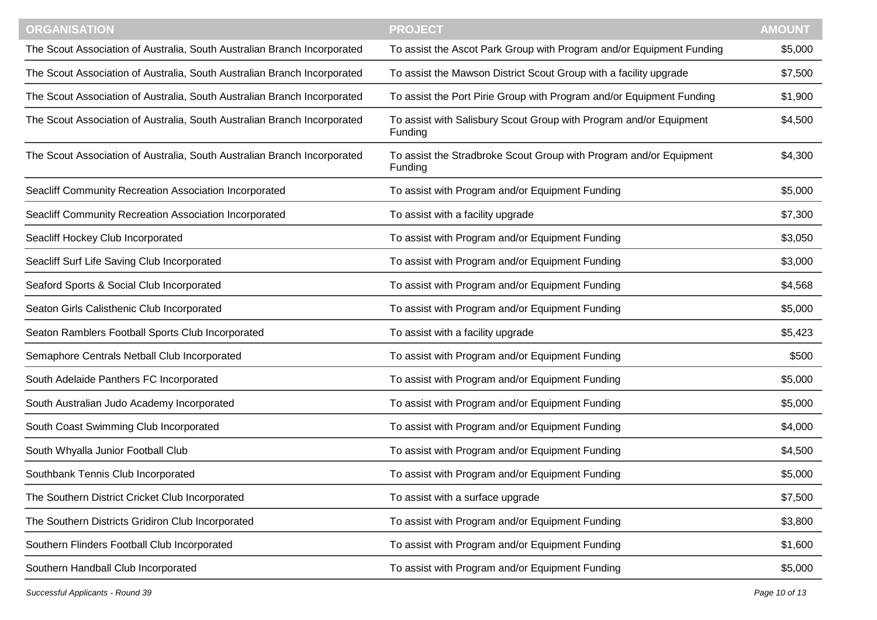| ORGANISATION | PROJECT | AMOUNT |
|---|---|---|
| The Scout Association of Australia, South Australian Branch Incorporated | To assist the Ascot Park Group with Program and/or Equipment Funding | $5,000 |
| The Scout Association of Australia, South Australian Branch Incorporated | To assist the Mawson District Scout Group with a facility upgrade | $7,500 |
| The Scout Association of Australia, South Australian Branch Incorporated | To assist the Port Pirie Group with Program and/or Equipment Funding | $1,900 |
| The Scout Association of Australia, South Australian Branch Incorporated | To assist with Salisbury Scout Group with Program and/or Equipment Funding | $4,500 |
| The Scout Association of Australia, South Australian Branch Incorporated | To assist the Stradbroke Scout Group with Program and/or Equipment Funding | $4,300 |
| Seacliff Community Recreation Association Incorporated | To assist with Program and/or Equipment Funding | $5,000 |
| Seacliff Community Recreation Association Incorporated | To assist with a facility upgrade | $7,300 |
| Seacliff Hockey Club Incorporated | To assist with Program and/or Equipment Funding | $3,050 |
| Seacliff Surf Life Saving Club Incorporated | To assist with Program and/or Equipment Funding | $3,000 |
| Seaford Sports & Social Club Incorporated | To assist with Program and/or Equipment Funding | $4,568 |
| Seaton Girls Calisthenic Club Incorporated | To assist with Program and/or Equipment Funding | $5,000 |
| Seaton Ramblers Football Sports Club Incorporated | To assist with a facility upgrade | $5,423 |
| Semaphore Centrals Netball Club Incorporated | To assist with Program and/or Equipment Funding | $500 |
| South Adelaide Panthers FC Incorporated | To assist with Program and/or Equipment Funding | $5,000 |
| South Australian Judo Academy Incorporated | To assist with Program and/or Equipment Funding | $5,000 |
| South Coast Swimming Club Incorporated | To assist with Program and/or Equipment Funding | $4,000 |
| South Whyalla Junior Football Club | To assist with Program and/or Equipment Funding | $4,500 |
| Southbank Tennis Club Incorporated | To assist with Program and/or Equipment Funding | $5,000 |
| The Southern District Cricket Club Incorporated | To assist with a surface upgrade | $7,500 |
| The Southern Districts Gridiron Club Incorporated | To assist with Program and/or Equipment Funding | $3,800 |
| Southern Flinders Football Club Incorporated | To assist with Program and/or Equipment Funding | $1,600 |
| Southern Handball Club Incorporated | To assist with Program and/or Equipment Funding | $5,000 |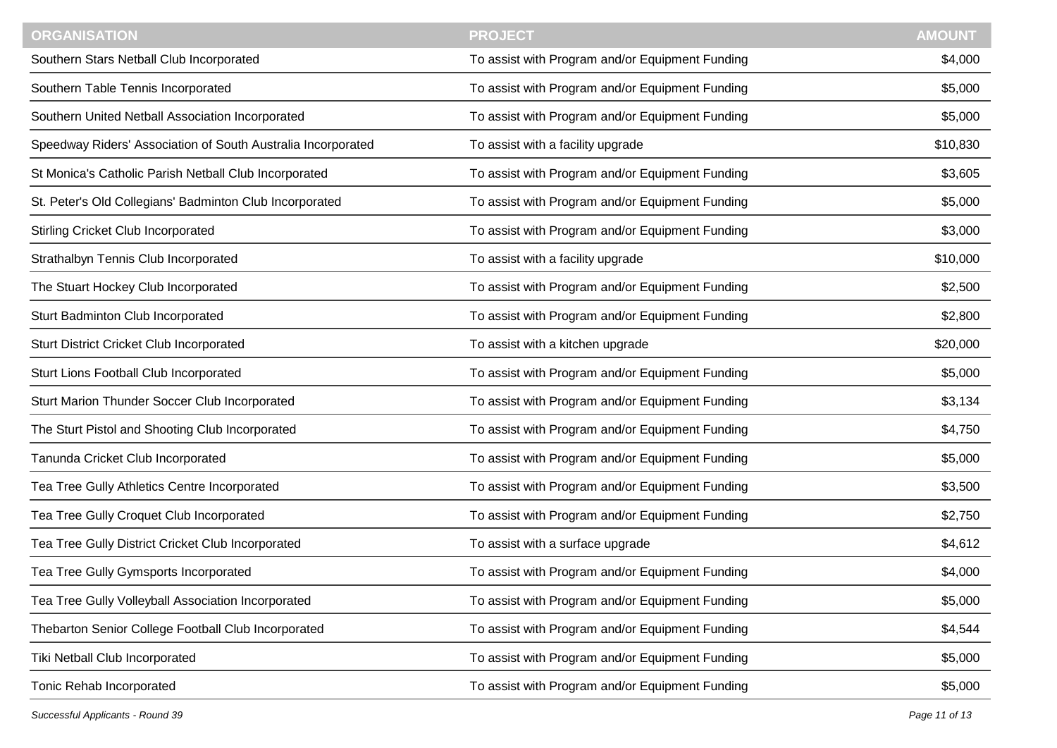| ORGANISATION | PROJECT | AMOUNT |
| --- | --- | --- |
| Southern Stars Netball Club Incorporated | To assist with Program and/or Equipment Funding | $4,000 |
| Southern Table Tennis Incorporated | To assist with Program and/or Equipment Funding | $5,000 |
| Southern United Netball Association Incorporated | To assist with Program and/or Equipment Funding | $5,000 |
| Speedway Riders' Association of South Australia Incorporated | To assist with a facility upgrade | $10,830 |
| St Monica's Catholic Parish Netball Club Incorporated | To assist with Program and/or Equipment Funding | $3,605 |
| St. Peter's Old Collegians' Badminton Club Incorporated | To assist with Program and/or Equipment Funding | $5,000 |
| Stirling Cricket Club Incorporated | To assist with Program and/or Equipment Funding | $3,000 |
| Strathalbyn Tennis Club Incorporated | To assist with a facility upgrade | $10,000 |
| The Stuart Hockey Club Incorporated | To assist with Program and/or Equipment Funding | $2,500 |
| Sturt Badminton Club Incorporated | To assist with Program and/or Equipment Funding | $2,800 |
| Sturt District Cricket Club Incorporated | To assist with a kitchen upgrade | $20,000 |
| Sturt Lions Football Club Incorporated | To assist with Program and/or Equipment Funding | $5,000 |
| Sturt Marion Thunder Soccer Club Incorporated | To assist with Program and/or Equipment Funding | $3,134 |
| The Sturt Pistol and Shooting Club Incorporated | To assist with Program and/or Equipment Funding | $4,750 |
| Tanunda Cricket Club Incorporated | To assist with Program and/or Equipment Funding | $5,000 |
| Tea Tree Gully Athletics Centre Incorporated | To assist with Program and/or Equipment Funding | $3,500 |
| Tea Tree Gully Croquet Club Incorporated | To assist with Program and/or Equipment Funding | $2,750 |
| Tea Tree Gully District Cricket Club Incorporated | To assist with a surface upgrade | $4,612 |
| Tea Tree Gully Gymsports Incorporated | To assist with Program and/or Equipment Funding | $4,000 |
| Tea Tree Gully Volleyball Association Incorporated | To assist with Program and/or Equipment Funding | $5,000 |
| Thebarton Senior College Football Club Incorporated | To assist with Program and/or Equipment Funding | $4,544 |
| Tiki Netball Club Incorporated | To assist with Program and/or Equipment Funding | $5,000 |
| Tonic Rehab Incorporated | To assist with Program and/or Equipment Funding | $5,000 |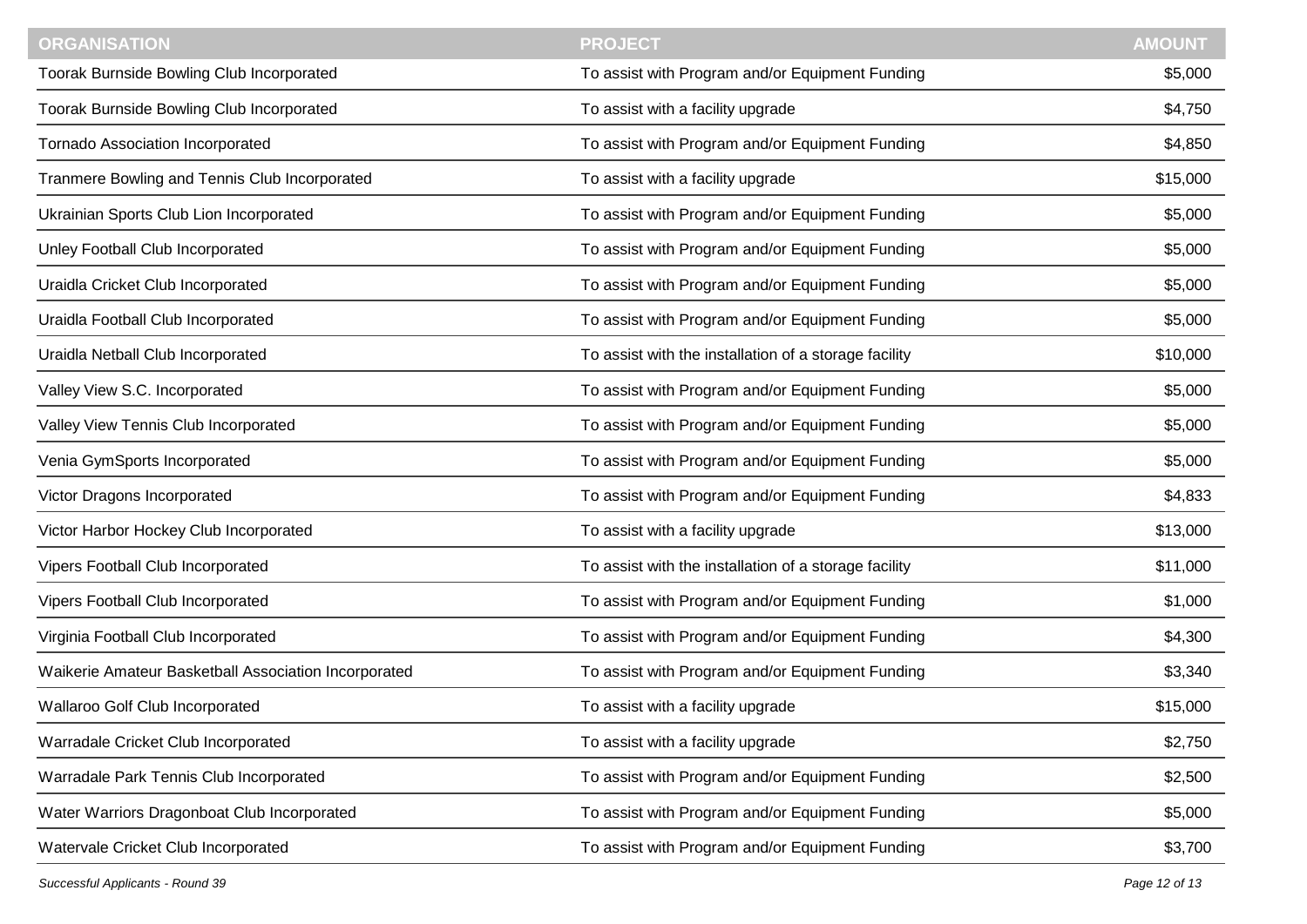| ORGANISATION | PROJECT | AMOUNT |
|---|---|---|
| Toorak Burnside Bowling Club Incorporated | To assist with Program and/or Equipment Funding | $5,000 |
| Toorak Burnside Bowling Club Incorporated | To assist with a facility upgrade | $4,750 |
| Tornado Association Incorporated | To assist with Program and/or Equipment Funding | $4,850 |
| Tranmere Bowling and Tennis Club Incorporated | To assist with a facility upgrade | $15,000 |
| Ukrainian Sports Club Lion Incorporated | To assist with Program and/or Equipment Funding | $5,000 |
| Unley Football Club Incorporated | To assist with Program and/or Equipment Funding | $5,000 |
| Uraidla Cricket Club Incorporated | To assist with Program and/or Equipment Funding | $5,000 |
| Uraidla Football Club Incorporated | To assist with Program and/or Equipment Funding | $5,000 |
| Uraidla Netball Club Incorporated | To assist with the installation of a storage facility | $10,000 |
| Valley View S.C. Incorporated | To assist with Program and/or Equipment Funding | $5,000 |
| Valley View Tennis Club Incorporated | To assist with Program and/or Equipment Funding | $5,000 |
| Venia GymSports Incorporated | To assist with Program and/or Equipment Funding | $5,000 |
| Victor Dragons Incorporated | To assist with Program and/or Equipment Funding | $4,833 |
| Victor Harbor Hockey Club Incorporated | To assist with a facility upgrade | $13,000 |
| Vipers Football Club Incorporated | To assist with the installation of a storage facility | $11,000 |
| Vipers Football Club Incorporated | To assist with Program and/or Equipment Funding | $1,000 |
| Virginia Football Club Incorporated | To assist with Program and/or Equipment Funding | $4,300 |
| Waikerie Amateur Basketball Association Incorporated | To assist with Program and/or Equipment Funding | $3,340 |
| Wallaroo Golf Club Incorporated | To assist with a facility upgrade | $15,000 |
| Warradale Cricket Club Incorporated | To assist with a facility upgrade | $2,750 |
| Warradale Park Tennis Club Incorporated | To assist with Program and/or Equipment Funding | $2,500 |
| Water Warriors Dragonboat Club Incorporated | To assist with Program and/or Equipment Funding | $5,000 |
| Watervale Cricket Club Incorporated | To assist with Program and/or Equipment Funding | $3,700 |

*Successful Applicants - Round 39*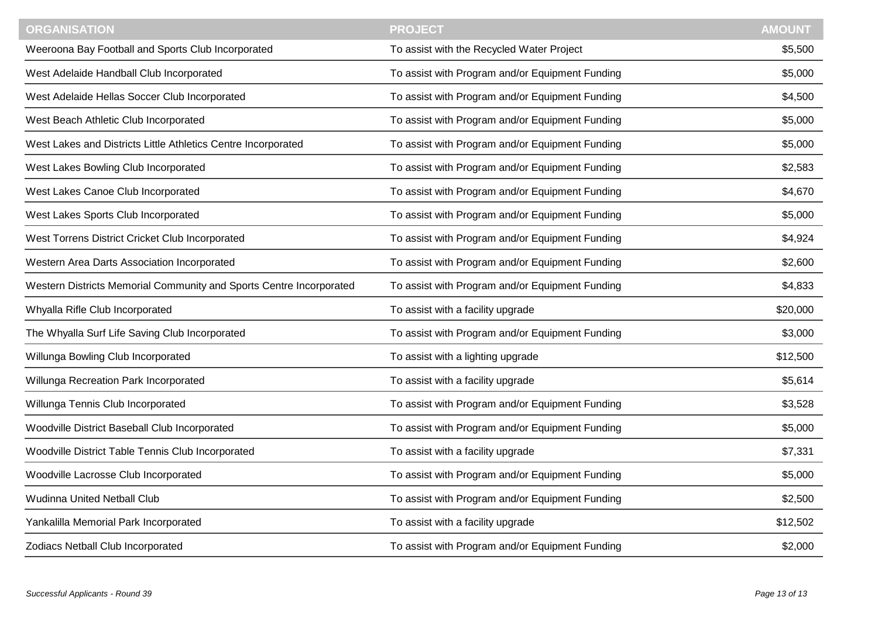| ORGANISATION | PROJECT | AMOUNT |
| --- | --- | --- |
| Weeroona Bay Football and Sports Club Incorporated | To assist with the Recycled Water Project | $5,500 |
| West Adelaide Handball Club Incorporated | To assist with Program and/or Equipment Funding | $5,000 |
| West Adelaide Hellas Soccer Club Incorporated | To assist with Program and/or Equipment Funding | $4,500 |
| West Beach Athletic Club Incorporated | To assist with Program and/or Equipment Funding | $5,000 |
| West Lakes and Districts Little Athletics Centre Incorporated | To assist with Program and/or Equipment Funding | $5,000 |
| West Lakes Bowling Club Incorporated | To assist with Program and/or Equipment Funding | $2,583 |
| West Lakes Canoe Club Incorporated | To assist with Program and/or Equipment Funding | $4,670 |
| West Lakes Sports Club Incorporated | To assist with Program and/or Equipment Funding | $5,000 |
| West Torrens District Cricket Club Incorporated | To assist with Program and/or Equipment Funding | $4,924 |
| Western Area Darts Association Incorporated | To assist with Program and/or Equipment Funding | $2,600 |
| Western Districts Memorial Community and Sports Centre Incorporated | To assist with Program and/or Equipment Funding | $4,833 |
| Whyalla Rifle Club Incorporated | To assist with a facility upgrade | $20,000 |
| The Whyalla Surf Life Saving Club Incorporated | To assist with Program and/or Equipment Funding | $3,000 |
| Willunga Bowling Club Incorporated | To assist with a lighting upgrade | $12,500 |
| Willunga Recreation Park Incorporated | To assist with a facility upgrade | $5,614 |
| Willunga Tennis Club Incorporated | To assist with Program and/or Equipment Funding | $3,528 |
| Woodville District Baseball Club Incorporated | To assist with Program and/or Equipment Funding | $5,000 |
| Woodville District Table Tennis Club Incorporated | To assist with a facility upgrade | $7,331 |
| Woodville Lacrosse Club Incorporated | To assist with Program and/or Equipment Funding | $5,000 |
| Wudinna United Netball Club | To assist with Program and/or Equipment Funding | $2,500 |
| Yankalilla Memorial Park Incorporated | To assist with a facility upgrade | $12,502 |
| Zodiacs Netball Club Incorporated | To assist with Program and/or Equipment Funding | $2,000 |